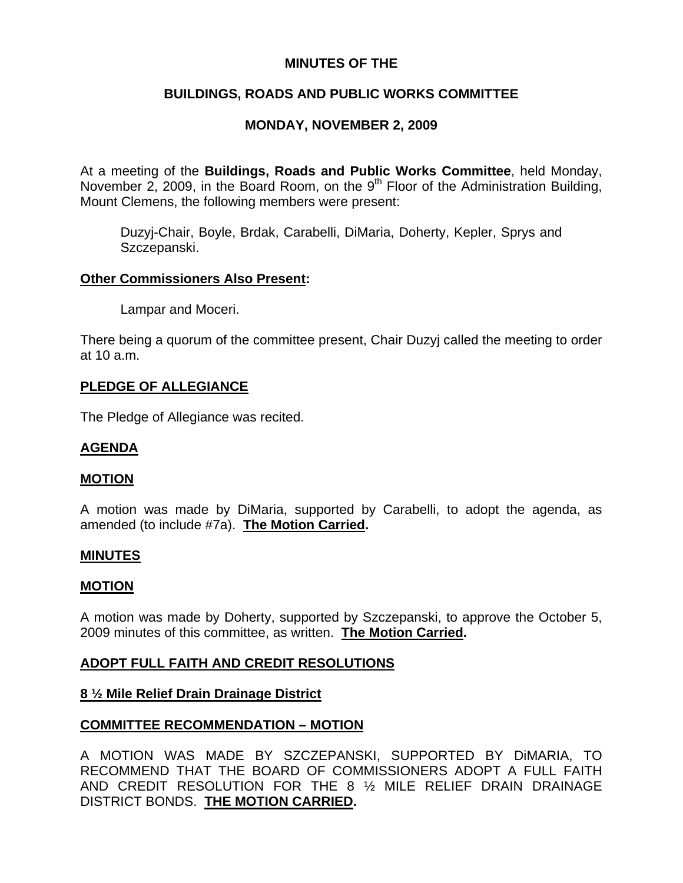# MINUTES OF THE

## BUILDINGS, ROADS AND PUBLIC WORKS COMMITTEE

## MONDAY, NOVEMBER 2, 2009

At a meeting of the **Buildings, Roads and Public Works Committee**, held Monday, November 2, 2009, in the Board Room, on the 9th Floor of the Administration Building, Mount Clemens, the following members were present:

Duzyj-Chair, Boyle, Brdak, Carabelli, DiMaria, Doherty, Kepler, Sprys and Szczepanski.

**Other Commissioners Also Present:**

Lampar and Moceri.

There being a quorum of the committee present, Chair Duzyj called the meeting to order at 10 a.m.

**PLEDGE OF ALLEGIANCE**

The Pledge of Allegiance was recited.

**AGENDA**

**MOTION**

A motion was made by DiMaria, supported by Carabelli, to adopt the agenda, as amended (to include #7a). **The Motion Carried.**

**MINUTES**

**MOTION**

A motion was made by Doherty, supported by Szczepanski, to approve the October 5, 2009 minutes of this committee, as written. **The Motion Carried.**

**ADOPT FULL FAITH AND CREDIT RESOLUTIONS**

**8 ½ Mile Relief Drain Drainage District**

**COMMITTEE RECOMMENDATION – MOTION**

A MOTION WAS MADE BY SZCZEPANSKI, SUPPORTED BY DiMARIA, TO RECOMMEND THAT THE BOARD OF COMMISSIONERS ADOPT A FULL FAITH AND CREDIT RESOLUTION FOR THE 8 ½ MILE RELIEF DRAIN DRAINAGE DISTRICT BONDS. **THE MOTION CARRIED.**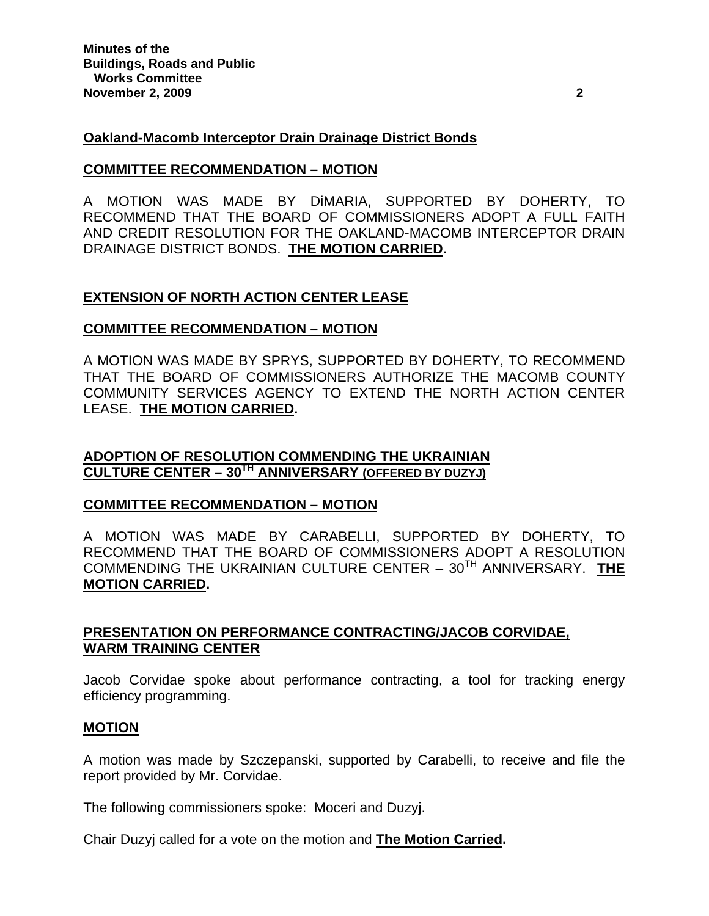**Oakland-Macomb Interceptor Drain Drainage District Bonds**

**COMMITTEE RECOMMENDATION – MOTION**

A MOTION WAS MADE BY DiMARIA, SUPPORTED BY DOHERTY, TO RECOMMEND THAT THE BOARD OF COMMISSIONERS ADOPT A FULL FAITH AND CREDIT RESOLUTION FOR THE OAKLAND-MACOMB INTERCEPTOR DRAIN DRAINAGE DISTRICT BONDS. **THE MOTION CARRIED.**

**EXTENSION OF NORTH ACTION CENTER LEASE**

**COMMITTEE RECOMMENDATION – MOTION**

A MOTION WAS MADE BY SPRYS, SUPPORTED BY DOHERTY, TO RECOMMEND THAT THE BOARD OF COMMISSIONERS AUTHORIZE THE MACOMB COUNTY COMMUNITY SERVICES AGENCY TO EXTEND THE NORTH ACTION CENTER LEASE. **THE MOTION CARRIED.**

**ADOPTION OF RESOLUTION COMMENDING THE UKRAINIAN CULTURE CENTER – 30TH ANNIVERSARY (OFFERED BY DUZYJ)**

**COMMITTEE RECOMMENDATION – MOTION**

A MOTION WAS MADE BY CARABELLI, SUPPORTED BY DOHERTY, TO RECOMMEND THAT THE BOARD OF COMMISSIONERS ADOPT A RESOLUTION COMMENDING THE UKRAINIAN CULTURE CENTER – 30TH ANNIVERSARY. **THE MOTION CARRIED.**

**PRESENTATION ON PERFORMANCE CONTRACTING/JACOB CORVIDAE, WARM TRAINING CENTER**

Jacob Corvidae spoke about performance contracting, a tool for tracking energy efficiency programming.

**MOTION**

A motion was made by Szczepanski, supported by Carabelli, to receive and file the report provided by Mr. Corvidae.

The following commissioners spoke: Moceri and Duzyj.

Chair Duzyj called for a vote on the motion and **The Motion Carried.**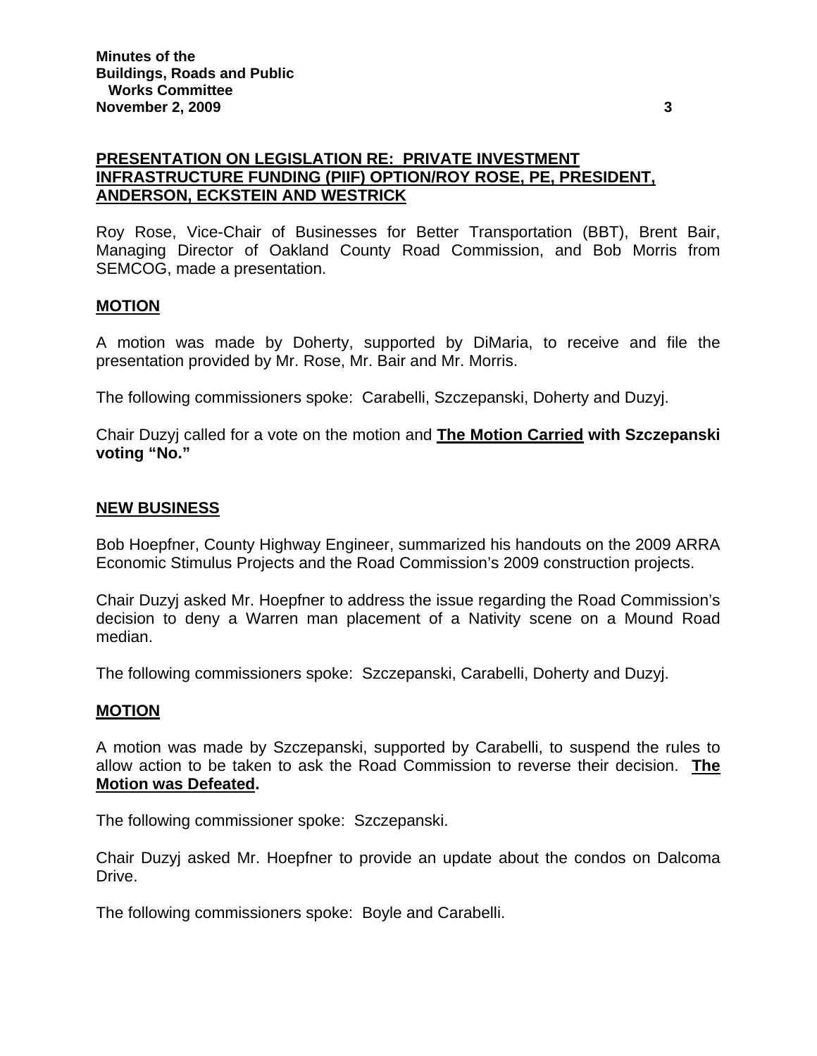**PRESENTATION ON LEGISLATION RE: PRIVATE INVESTMENT INFRASTRUCTURE FUNDING (PIIF) OPTION/ROY ROSE, PE, PRESIDENT, ANDERSON, ECKSTEIN AND WESTRICK**

Roy Rose, Vice-Chair of Businesses for Better Transportation (BBT), Brent Bair, Managing Director of Oakland County Road Commission, and Bob Morris from SEMCOG, made a presentation.

**MOTION**

A motion was made by Doherty, supported by DiMaria, to receive and file the presentation provided by Mr. Rose, Mr. Bair and Mr. Morris.

The following commissioners spoke: Carabelli, Szczepanski, Doherty and Duzyj.

Chair Duzyj called for a vote on the motion and **The Motion Carried with Szczepanski voting "No."**

**NEW BUSINESS**

Bob Hoepfner, County Highway Engineer, summarized his handouts on the 2009 ARRA Economic Stimulus Projects and the Road Commission's 2009 construction projects.

Chair Duzyj asked Mr. Hoepfner to address the issue regarding the Road Commission's decision to deny a Warren man placement of a Nativity scene on a Mound Road median.

The following commissioners spoke: Szczepanski, Carabelli, Doherty and Duzyj.

**MOTION**

A motion was made by Szczepanski, supported by Carabelli, to suspend the rules to allow action to be taken to ask the Road Commission to reverse their decision. **The Motion was Defeated.**

The following commissioner spoke: Szczepanski.

Chair Duzyj asked Mr. Hoepfner to provide an update about the condos on Dalcoma Drive.

The following commissioners spoke: Boyle and Carabelli.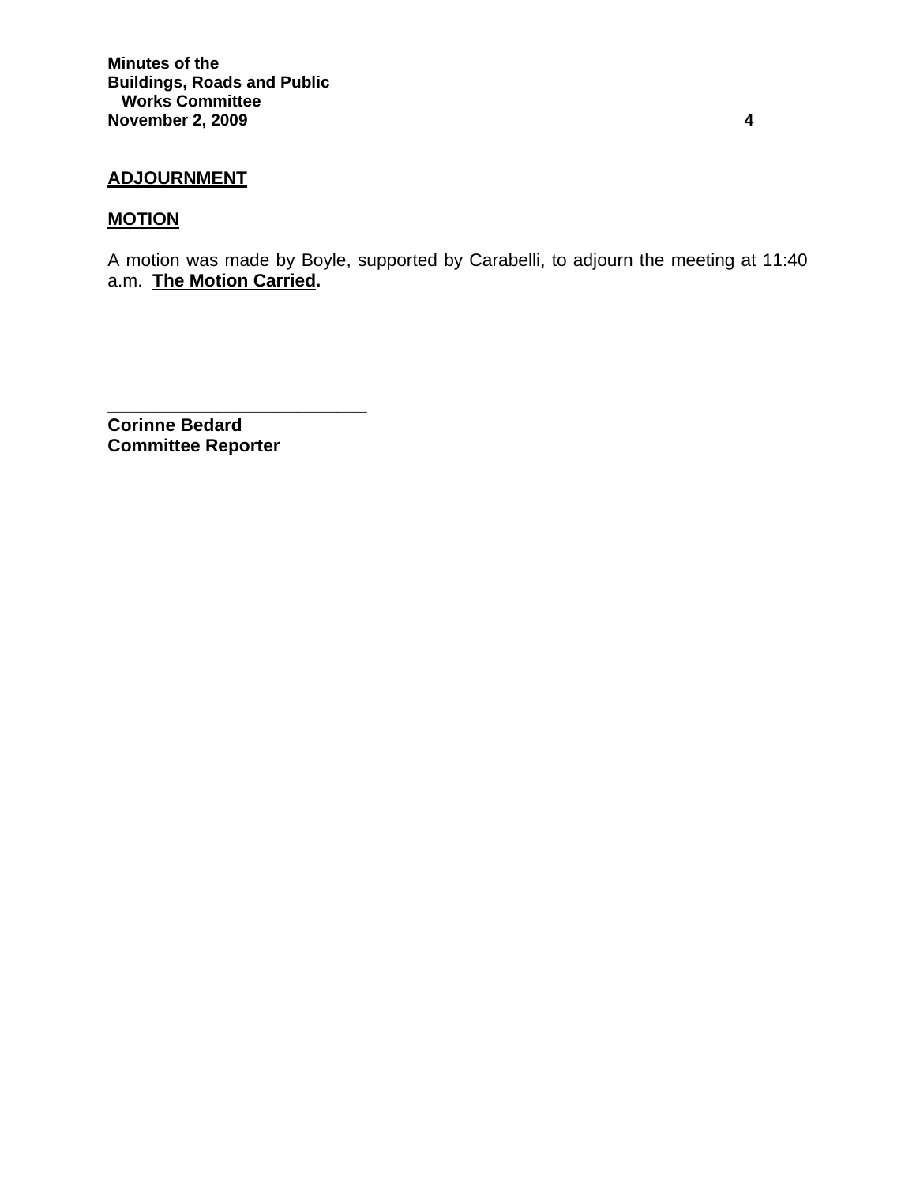**ADJOURNMENT**

**MOTION**

A motion was made by Boyle, supported by Carabelli, to adjourn the meeting at 11:40 a.m. **The Motion Carried.**

\_\_\_\_\_\_\_\_\_\_\_\_\_\_\_\_\_\_\_\_\_\_\_\_\_\_\_\_

**Corinne Bedard**
**Committee Reporter**